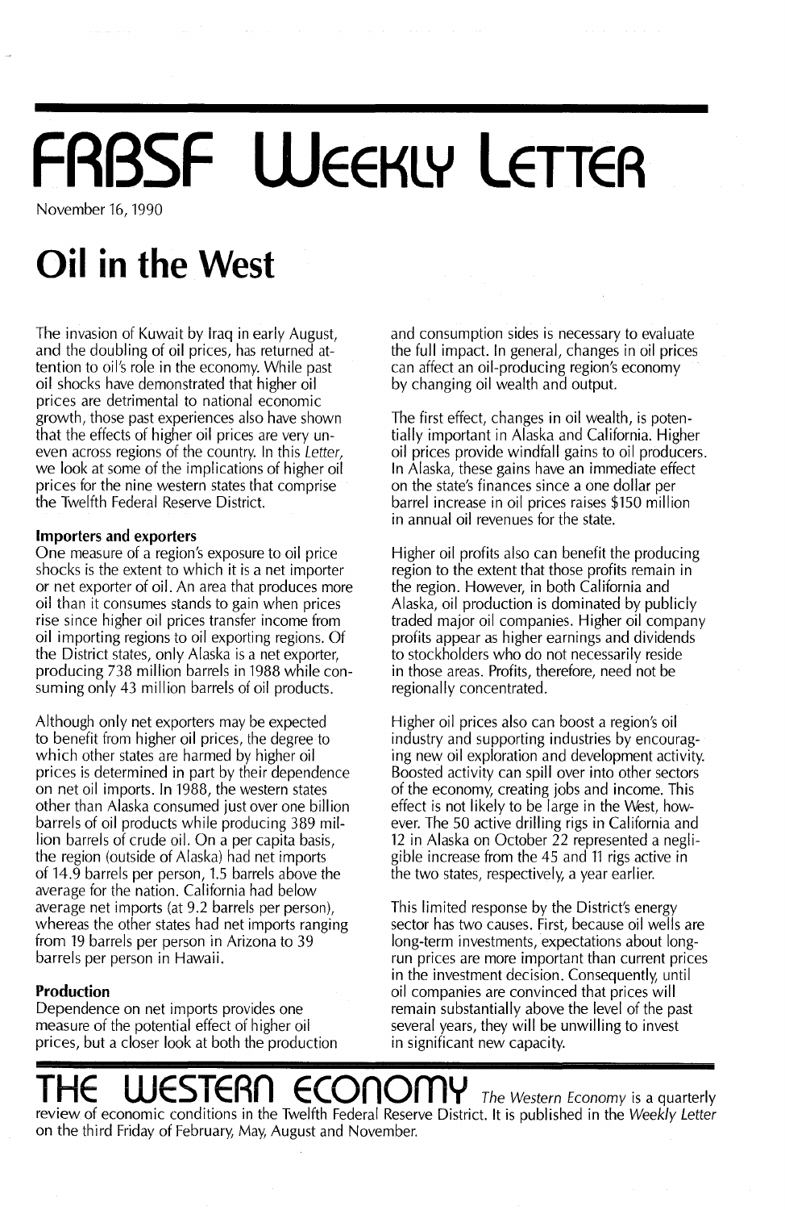# FRBSF Weekly Letter

November 16, 1990

# Oil in the West

The invasion of Kuwait by Iraq in early August, and the doubling of oil prices, has returned attention to oil's role in the economy. While past oil shocks have demonstrated that higher oil prices are detrimental to national economic growth, those past experiences also have shown that the effects of higher oil prices are very uneven across regions of the country. In this *Letter*, we look at some of the implications of higher oil prices for the nine western states that comprise the Twelfth Federal Reserve District.

**Importers and exporters**

One measure of a region's exposure to oil price shocks is the extent to which it is a net importer or net exporter of oil. An area that produces more oil than it consumes stands to gain when prices rise since higher oil prices transfer income from oil importing regions to oil exporting regions. Of the District states, only Alaska is a net exporter, producing 738 million barrels in 1988 while consuming only 43 million barrels of oil products.

Although only net exporters may be expected to benefit from higher oil prices, the degree to which other states are harmed by higher oil prices is determined in part by their dependence on net oil imports. In 1988, the western states other than Alaska consumed just over one billion barrels of oil products while producing 389 million barrels of crude oil. On a per capita basis, the region (outside of Alaska) had net imports of 14.9 barrels per person, 1.5 barrels above the average for the nation. California had below average net imports (at 9.2 barrels per person), whereas the other states had net imports ranging from 19 barrels per person in Arizona to 39 barrels per person in Hawaii.

**Production**

Dependence on net imports provides one measure of the potential effect of higher oil prices, but a closer look at both the production and consumption sides is necessary to evaluate the full impact. In general, changes in oil prices can affect an oil-producing region's economy by changing oil wealth and output.

The first effect, changes in oil wealth, is potentially important in Alaska and California. Higher oil prices provide windfall gains to oil producers. In Alaska, these gains have an immediate effect on the state's finances since a one dollar per barrel increase in oil prices raises $150 million in annual oil revenues for the state.

Higher oil profits also can benefit the producing region to the extent that those profits remain in the region. However, in both California and Alaska, oil production is dominated by publicly traded major oil companies. Higher oil company profits appear as higher earnings and dividends to stockholders who do not necessarily reside in those areas. Profits, therefore, need not be regionally concentrated.

Higher oil prices also can boost a region's oil industry and supporting industries by encouraging new oil exploration and development activity. Boosted activity can spill over into other sectors of the economy, creating jobs and income. This effect is not likely to be large in the West, however. The 50 active drilling rigs in California and 12 in Alaska on October 22 represented a negligible increase from the 45 and 11 rigs active in the two states, respectively, a year earlier.

This limited response by the District's energy sector has two causes. First, because oil wells are long-term investments, expectations about long-run prices are more important than current prices in the investment decision. Consequently, until oil companies are convinced that prices will remain substantially above the level of the past several years, they will be unwilling to invest in significant new capacity.

## THE WESTERN ECONOMY

*The Western Economy* is a quarterly review of economic conditions in the Twelfth Federal Reserve District. It is published in the *Weekly Letter* on the third Friday of February, May, August and November.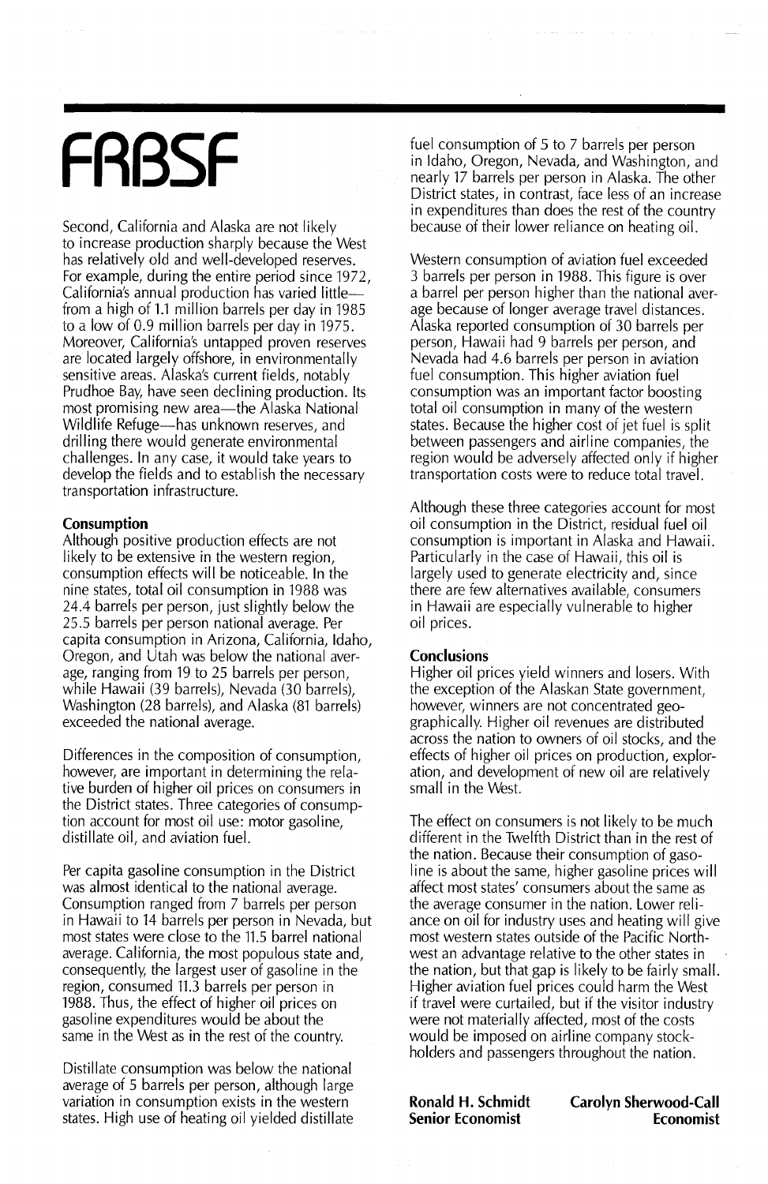Second, California and Alaska are not likely to increase production sharply because the West has relatively old and well-developed reserves. For example, during the entire period since 1972, California's annual production has varied little—from a high of 1.1 million barrels per day in 1985 to a low of 0.9 million barrels per day in 1975. Moreover, California's untapped proven reserves are located largely offshore, in environmentally sensitive areas. Alaska's current fields, notably Prudhoe Bay, have seen declining production. Its most promising new area—the Alaska National Wildlife Refuge—has unknown reserves, and drilling there would generate environmental challenges. In any case, it would take years to develop the fields and to establish the necessary transportation infrastructure.

**Consumption**

Although positive production effects are not likely to be extensive in the western region, consumption effects will be noticeable. In the nine states, total oil consumption in 1988 was 24.4 barrels per person, just slightly below the 25.5 barrels per person national average. Per capita consumption in Arizona, California, Idaho, Oregon, and Utah was below the national average, ranging from 19 to 25 barrels per person, while Hawaii (39 barrels), Nevada (30 barrels), Washington (28 barrels), and Alaska (81 barrels) exceeded the national average.

Differences in the composition of consumption, however, are important in determining the relative burden of higher oil prices on consumers in the District states. Three categories of consumption account for most oil use: motor gasoline, distillate oil, and aviation fuel.

Per capita gasoline consumption in the District was almost identical to the national average. Consumption ranged from 7 barrels per person in Hawaii to 14 barrels per person in Nevada, but most states were close to the 11.5 barrel national average. California, the most populous state and, consequently, the largest user of gasoline in the region, consumed 11.3 barrels per person in 1988. Thus, the effect of higher oil prices on gasoline expenditures would be about the same in the West as in the rest of the country.

Distillate consumption was below the national average of 5 barrels per person, although large variation in consumption exists in the western states. High use of heating oil yielded distillate fuel consumption of 5 to 7 barrels per person in Idaho, Oregon, Nevada, and Washington, and nearly 17 barrels per person in Alaska. The other District states, in contrast, face less of an increase in expenditures than does the rest of the country because of their lower reliance on heating oil.

Western consumption of aviation fuel exceeded 3 barrels per person in 1988. This figure is over a barrel per person higher than the national average because of longer average travel distances. Alaska reported consumption of 30 barrels per person, Hawaii had 9 barrels per person, and Nevada had 4.6 barrels per person in aviation fuel consumption. This higher aviation fuel consumption was an important factor boosting total oil consumption in many of the western states. Because the higher cost of jet fuel is split between passengers and airline companies, the region would be adversely affected only if higher transportation costs were to reduce total travel.

Although these three categories account for most oil consumption in the District, residual fuel oil consumption is important in Alaska and Hawaii. Particularly in the case of Hawaii, this oil is largely used to generate electricity and, since there are few alternatives available, consumers in Hawaii are especially vulnerable to higher oil prices.

**Conclusions**

Higher oil prices yield winners and losers. With the exception of the Alaskan State government, however, winners are not concentrated geographically. Higher oil revenues are distributed across the nation to owners of oil stocks, and the effects of higher oil prices on production, exploration, and development of new oil are relatively small in the West.

The effect on consumers is not likely to be much different in the Twelfth District than in the rest of the nation. Because their consumption of gasoline is about the same, higher gasoline prices will affect most states' consumers about the same as the average consumer in the nation. Lower reliance on oil for industry uses and heating will give most western states outside of the Pacific Northwest an advantage relative to the other states in the nation, but that gap is likely to be fairly small. Higher aviation fuel prices could harm the West if travel were curtailed, but if the visitor industry were not materially affected, most of the costs would be imposed on airline company stockholders and passengers throughout the nation.

**Ronald H. Schmidt**
**Senior Economist**

**Carolyn Sherwood-Call**
**Economist**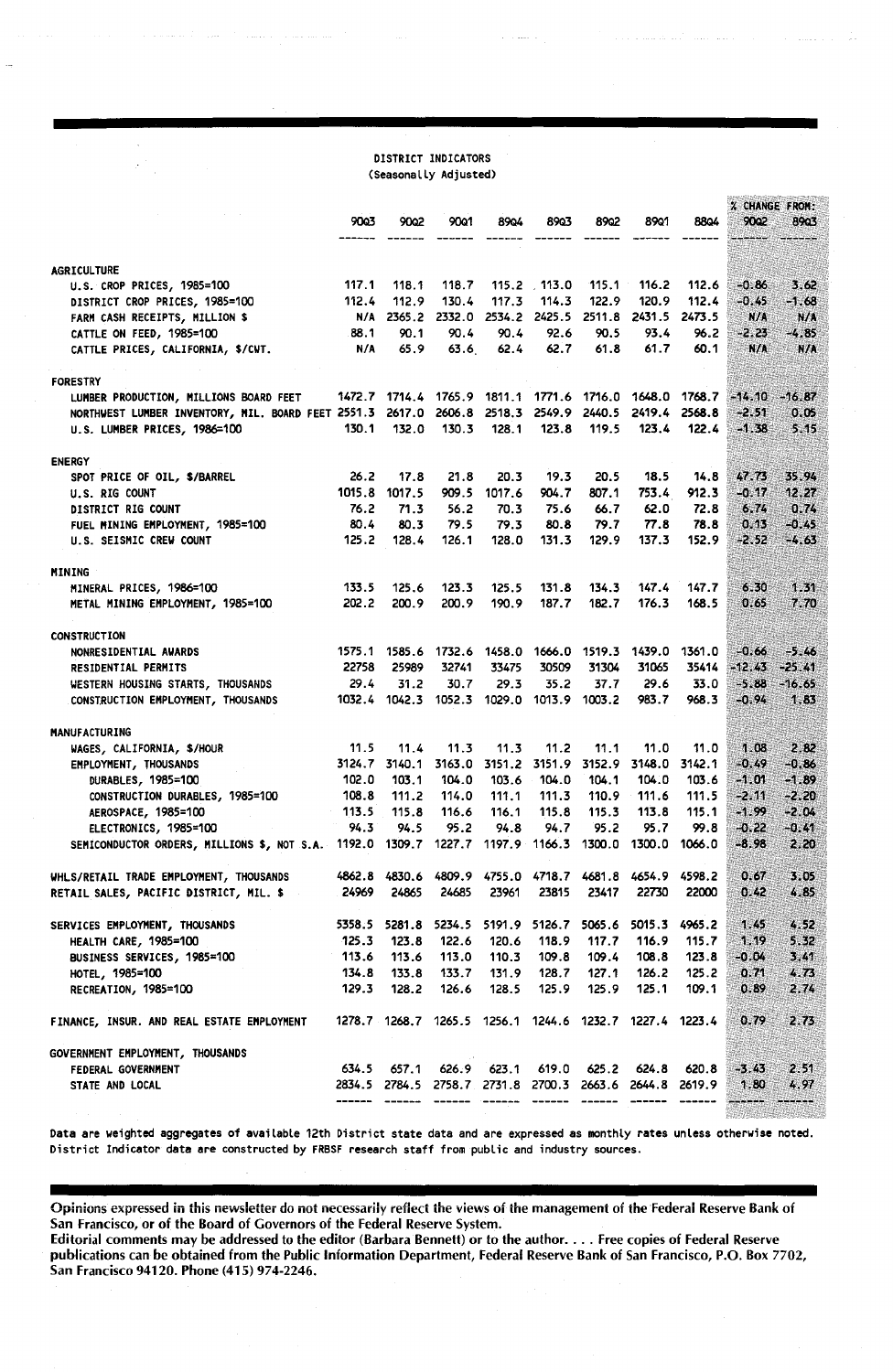DISTRICT INDICATORS
(Seasonally Adjusted)

| | 90Q3 | 90Q2 | 90Q1 | 89Q4 | 89Q3 | 89Q2 | 89Q1 | 88Q4 | % CHANGE FROM: 90Q2 | 89Q3 |
|---|---|---|---|---|---|---|---|---|---|---|
| **AGRICULTURE** | | | | | | | | | | |
| U.S. CROP PRICES, 1985=100 | 117.1 | 118.1 | 118.7 | 115.2 | 113.0 | 115.1 | 116.2 | 112.6 | -0.86 | 3.62 |
| DISTRICT CROP PRICES, 1985=100 | 112.4 | 112.9 | 130.4 | 117.3 | 114.3 | 122.9 | 120.9 | 112.4 | -0.45 | -1.68 |
| FARM CASH RECEIPTS, MILLION $ | N/A | 2365.2 | 2332.0 | 2534.2 | 2425.5 | 2511.8 | 2431.5 | 2473.5 | N/A | N/A |
| CATTLE ON FEED, 1985=100 | 88.1 | 90.1 | 90.4 | 90.4 | 92.6 | 90.5 | 93.4 | 96.2 | -2.23 | -4.85 |
| CATTLE PRICES, CALIFORNIA, $/CWT. | N/A | 65.9 | 63.6 | 62.4 | 62.7 | 61.8 | 61.7 | 60.1 | N/A | N/A |
| **FORESTRY** | | | | | | | | | | |
| LUMBER PRODUCTION, MILLIONS BOARD FEET | 1472.7 | 1714.4 | 1765.9 | 1811.1 | 1771.6 | 1716.0 | 1648.0 | 1768.7 | -14.10 | -16.87 |
| NORTHWEST LUMBER INVENTORY, MIL. BOARD FEET | 2551.3 | 2617.0 | 2606.8 | 2518.3 | 2549.9 | 2440.5 | 2419.4 | 2568.8 | -2.51 | 0.05 |
| U.S. LUMBER PRICES, 1986=100 | 130.1 | 132.0 | 130.3 | 128.1 | 123.8 | 119.5 | 123.4 | 122.4 | -1.38 | 5.15 |
| **ENERGY** | | | | | | | | | | |
| SPOT PRICE OF OIL, $/BARREL | 26.2 | 17.8 | 21.8 | 20.3 | 19.3 | 20.5 | 18.5 | 14.8 | 47.73 | 35.94 |
| U.S. RIG COUNT | 1015.8 | 1017.5 | 909.5 | 1017.6 | 904.7 | 807.1 | 753.4 | 912.3 | -0.17 | 12.27 |
| DISTRICT RIG COUNT | 76.2 | 71.3 | 56.2 | 70.3 | 75.6 | 66.7 | 62.0 | 72.8 | 6.74 | 0.74 |
| FUEL MINING EMPLOYMENT, 1985=100 | 80.4 | 80.3 | 79.5 | 79.3 | 80.8 | 79.7 | 77.8 | 78.8 | 0.13 | -0.45 |
| U.S. SEISMIC CREW COUNT | 125.2 | 128.4 | 126.1 | 128.0 | 131.3 | 129.9 | 137.3 | 152.9 | -2.52 | -4.63 |
| **MINING** | | | | | | | | | | |
| MINERAL PRICES, 1986=100 | 133.5 | 125.6 | 123.3 | 125.5 | 131.8 | 134.3 | 147.4 | 147.7 | 6.30 | 1.31 |
| METAL MINING EMPLOYMENT, 1985=100 | 202.2 | 200.9 | 200.9 | 190.9 | 187.7 | 182.7 | 176.3 | 168.5 | 0.65 | 7.70 |
| **CONSTRUCTION** | | | | | | | | | | |
| NONRESIDENTIAL AWARDS | 1575.1 | 1585.6 | 1732.6 | 1458.0 | 1666.0 | 1519.3 | 1439.0 | 1361.0 | -0.66 | -5.46 |
| RESIDENTIAL PERMITS | 22758 | 25989 | 32741 | 33475 | 30509 | 31304 | 31065 | 35414 | -12.43 | -25.41 |
| WESTERN HOUSING STARTS, THOUSANDS | 29.4 | 31.2 | 30.7 | 29.3 | 35.2 | 37.7 | 29.6 | 33.0 | -5.88 | -16.65 |
| CONSTRUCTION EMPLOYMENT, THOUSANDS | 1032.4 | 1042.3 | 1052.3 | 1029.0 | 1013.9 | 1003.2 | 983.7 | 968.3 | -0.94 | 1.83 |
| **MANUFACTURING** | | | | | | | | | | |
| WAGES, CALIFORNIA, $/HOUR | 11.5 | 11.4 | 11.3 | 11.3 | 11.2 | 11.1 | 11.0 | 11.0 | 1.08 | 2.82 |
| EMPLOYMENT, THOUSANDS | 3124.7 | 3140.1 | 3163.0 | 3151.2 | 3151.9 | 3152.9 | 3148.0 | 3142.1 | -0.49 | -0.86 |
| DURABLES, 1985=100 | 102.0 | 103.1 | 104.0 | 103.6 | 104.0 | 104.1 | 104.0 | 103.6 | -1.01 | -1.89 |
| CONSTRUCTION DURABLES, 1985=100 | 108.8 | 111.2 | 114.0 | 111.1 | 111.3 | 110.9 | 111.6 | 111.5 | -2.11 | -2.20 |
| AEROSPACE, 1985=100 | 113.5 | 115.8 | 116.6 | 116.1 | 115.8 | 115.3 | 113.8 | 115.1 | -1.99 | -2.04 |
| ELECTRONICS, 1985=100 | 94.3 | 94.5 | 95.2 | 94.8 | 94.7 | 95.2 | 95.7 | 99.8 | -0.22 | -0.41 |
| SEMICONDUCTOR ORDERS, MILLIONS $, NOT S.A. | 1192.0 | 1309.7 | 1227.7 | 1197.9 | 1166.3 | 1300.0 | 1300.0 | 1066.0 | -8.98 | 2.20 |
| WHLS/RETAIL TRADE EMPLOYMENT, THOUSANDS | 4862.8 | 4830.6 | 4809.9 | 4755.0 | 4718.7 | 4681.8 | 4654.9 | 4598.2 | 0.67 | 3.05 |
| RETAIL SALES, PACIFIC DISTRICT, MIL. $ | 24969 | 24865 | 24685 | 23961 | 23815 | 23417 | 22730 | 22000 | 0.42 | 4.85 |
| SERVICES EMPLOYMENT, THOUSANDS | 5358.5 | 5281.8 | 5234.5 | 5191.9 | 5126.7 | 5065.6 | 5015.3 | 4965.2 | 1.45 | 4.52 |
| HEALTH CARE, 1985=100 | 125.3 | 123.8 | 122.6 | 120.6 | 118.9 | 117.7 | 116.9 | 115.7 | 1.19 | 5.32 |
| BUSINESS SERVICES, 1985=100 | 113.6 | 113.6 | 113.0 | 110.3 | 109.8 | 109.4 | 108.8 | 123.8 | -0.04 | 3.41 |
| HOTEL, 1985=100 | 134.8 | 133.8 | 133.7 | 131.9 | 128.7 | 127.1 | 126.2 | 125.2 | 0.71 | 4.73 |
| RECREATION, 1985=100 | 129.3 | 128.2 | 126.6 | 128.5 | 125.9 | 125.9 | 125.1 | 109.1 | 0.89 | 2.74 |
| FINANCE, INSUR. AND REAL ESTATE EMPLOYMENT | 1278.7 | 1268.7 | 1265.5 | 1256.1 | 1244.6 | 1232.7 | 1227.4 | 1223.4 | 0.79 | 2.73 |
| GOVERNMENT EMPLOYMENT, THOUSANDS | | | | | | | | | | |
| FEDERAL GOVERNMENT | 634.5 | 657.1 | 626.9 | 623.1 | 619.0 | 625.2 | 624.8 | 620.8 | -3.43 | 2.51 |
| STATE AND LOCAL | 2834.5 | 2784.5 | 2758.7 | 2731.8 | 2700.3 | 2663.6 | 2644.8 | 2619.9 | 1.80 | 4.97 |

Data are weighted aggregates of available 12th District state data and are expressed as monthly rates unless otherwise noted. District Indicator data are constructed by FRBSF research staff from public and industry sources.

**Opinions expressed in this newsletter do not necessarily reflect the views of the management of the Federal Reserve Bank of San Francisco, or of the Board of Governors of the Federal Reserve System.**

**Editorial comments may be addressed to the editor (Barbara Bennett) or to the author. . . . Free copies of Federal Reserve publications can be obtained from the Public Information Department, Federal Reserve Bank of San Francisco, P.O. Box 7702, San Francisco 94120. Phone (415) 974-2246.**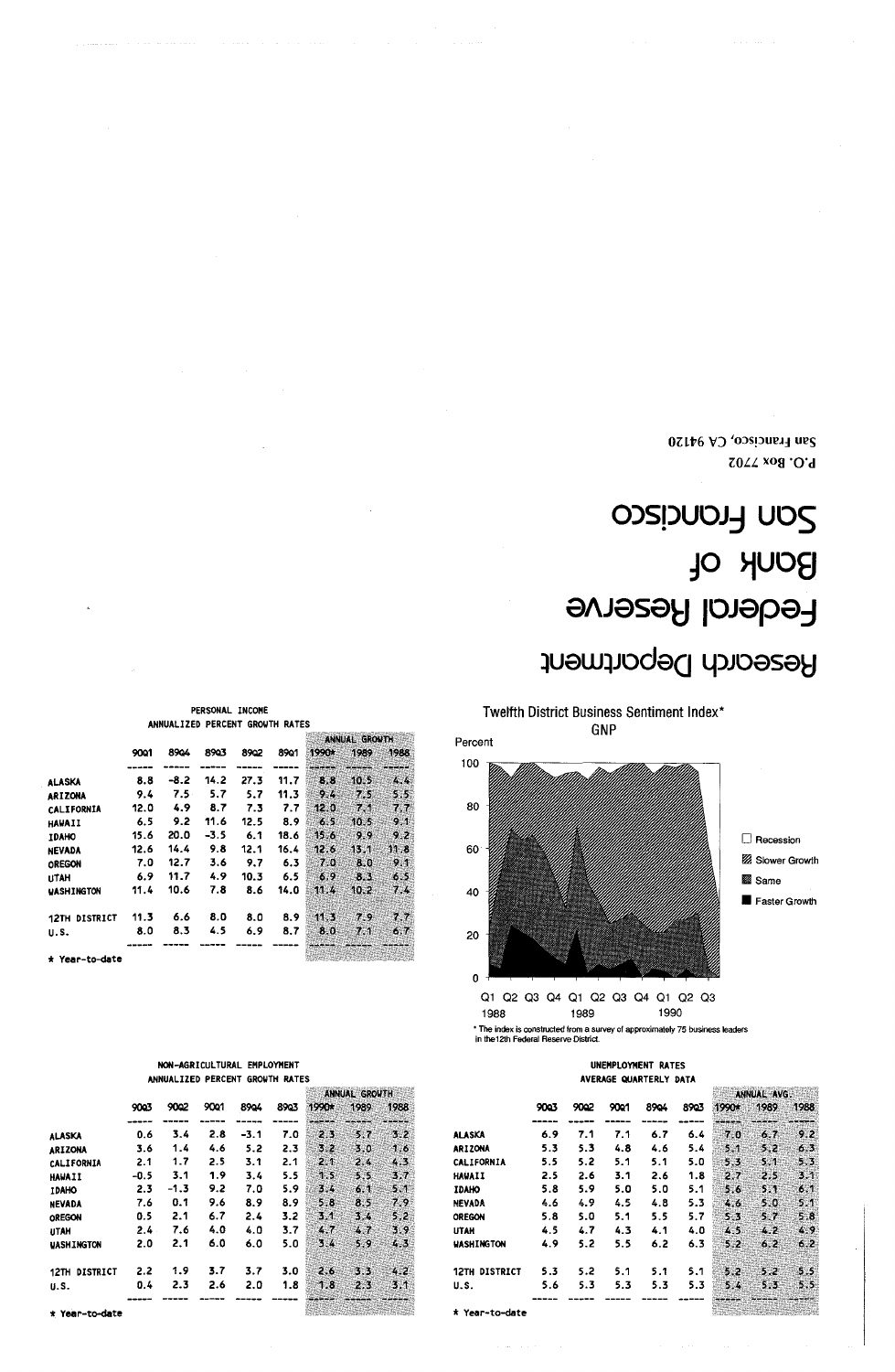Research Department

Federal Reserve

Bank of

San Francisco

P.O. Box 7702

San Francisco, CA 94120

Twelfth District Business Sentiment Index*

GNP

Percent

100

80

60

40

20

0

Q1 Q2 Q3 Q4 Q1 Q2 Q3 Q4 Q1 Q2 Q3

1988 1989 1990

Recession

Slower Growth

Same

Faster Growth

* The index is constructed from a survey of approximately 75 business leaders in the 12th Federal Reserve District.

PERSONAL INCOME
ANNUALIZED PERCENT GROWTH RATES

| | 90Q1 | 89Q4 | 89Q3 | 89Q2 | 89Q1 | ANNUAL GROWTH 1990* | 1989 | 1988 |
|---|---|---|---|---|---|---|---|---|
| ALASKA | 8.8 | -8.2 | 14.2 | 27.3 | 11.7 | 8.8 | 10.5 | 4.4 |
| ARIZONA | 9.4 | 7.5 | 5.7 | 5.7 | 11.3 | 9.4 | 7.5 | 5.5 |
| CALIFORNIA | 12.0 | 4.9 | 8.7 | 7.3 | 7.7 | 12.0 | 7.1 | 7.7 |
| HAWAII | 6.5 | 9.2 | 11.6 | 12.5 | 8.9 | 6.5 | 10.5 | 9.1 |
| IDAHO | 15.6 | 20.0 | -3.5 | 6.1 | 18.6 | 15.6 | 9.9 | 9.2 |
| NEVADA | 12.6 | 14.4 | 9.8 | 12.1 | 16.4 | 12.6 | 13.1 | 11.8 |
| OREGON | 7.0 | 12.7 | 3.6 | 9.7 | 6.3 | 7.0 | 8.0 | 9.1 |
| UTAH | 6.9 | 11.7 | 4.9 | 10.3 | 6.5 | 6.9 | 8.3 | 6.5 |
| WASHINGTON | 11.4 | 10.6 | 7.8 | 8.6 | 14.0 | 11.4 | 10.2 | 7.4 |
| 12TH DISTRICT | 11.3 | 6.6 | 8.0 | 8.0 | 8.9 | 11.3 | 7.9 | 7.7 |
| U.S. | 8.0 | 8.3 | 4.5 | 6.9 | 8.7 | 8.0 | 7.1 | 6.7 |

* Year-to-date

NON-AGRICULTURAL EMPLOYMENT
ANNUALIZED PERCENT GROWTH RATES

| | 90Q3 | 90Q2 | 90Q1 | 89Q4 | 89Q3 | ANNUAL GROWTH 1990* | 1989 | 1988 |
|---|---|---|---|---|---|---|---|---|
| ALASKA | 0.6 | 3.4 | 2.8 | -3.1 | 7.0 | 2.3 | 5.7 | 3.2 |
| ARIZONA | 3.6 | 1.4 | 4.6 | 5.2 | 2.3 | 3.2 | 3.0 | 1.6 |
| CALIFORNIA | 2.1 | 1.7 | 2.5 | 3.1 | 2.1 | 2.1 | 2.4 | 4.3 |
| HAWAII | -0.5 | 3.1 | 1.9 | 3.4 | 5.5 | 1.5 | 5.5 | 3.7 |
| IDAHO | 2.3 | -1.3 | 9.2 | 7.0 | 5.9 | 3.4 | 6.1 | 5.1 |
| NEVADA | 7.6 | 0.1 | 9.6 | 8.9 | 8.9 | 5.8 | 8.5 | 7.9 |
| OREGON | 0.5 | 2.1 | 6.7 | 2.4 | 3.2 | 3.1 | 3.4 | 5.2 |
| UTAH | 2.4 | 7.6 | 4.0 | 4.0 | 3.7 | 4.7 | 4.7 | 3.9 |
| WASHINGTON | 2.0 | 2.1 | 6.0 | 6.0 | 5.0 | 3.4 | 5.9 | 4.3 |
| 12TH DISTRICT | 2.2 | 1.9 | 3.7 | 3.7 | 3.0 | 2.6 | 3.3 | 4.2 |
| U.S. | 0.4 | 2.3 | 2.6 | 2.0 | 1.8 | 1.8 | 2.3 | 3.1 |

* Year-to-date

UNEMPLOYMENT RATES
AVERAGE QUARTERLY DATA

| | 90Q3 | 90Q2 | 90Q1 | 89Q4 | 89Q3 | ANNUAL AVG. 1990* | 1989 | 1988 |
|---|---|---|---|---|---|---|---|---|
| ALASKA | 6.9 | 7.1 | 7.1 | 6.7 | 6.4 | 7.0 | 6.7 | 9.2 |
| ARIZONA | 5.3 | 5.3 | 4.8 | 4.6 | 5.4 | 5.1 | 5.2 | 6.3 |
| CALIFORNIA | 5.5 | 5.2 | 5.1 | 5.1 | 5.0 | 5.3 | 5.1 | 5.3 |
| HAWAII | 2.5 | 2.6 | 3.1 | 2.6 | 1.8 | 2.7 | 2.5 | 3.1 |
| IDAHO | 5.8 | 5.9 | 5.0 | 5.0 | 5.1 | 5.6 | 5.1 | 6.1 |
| NEVADA | 4.6 | 4.9 | 4.5 | 4.8 | 5.3 | 4.6 | 5.0 | 5.1 |
| OREGON | 5.8 | 5.0 | 5.1 | 5.5 | 5.7 | 5.3 | 5.7 | 5.8 |
| UTAH | 4.5 | 4.7 | 4.3 | 4.1 | 4.0 | 4.5 | 4.2 | 4.9 |
| WASHINGTON | 4.9 | 5.2 | 5.5 | 6.2 | 6.3 | 5.2 | 6.2 | 6.2 |
| 12TH DISTRICT | 5.3 | 5.2 | 5.1 | 5.1 | 5.1 | 5.2 | 5.2 | 5.5 |
| U.S. | 5.6 | 5.3 | 5.3 | 5.3 | 5.3 | 5.4 | 5.3 | 5.5 |

* Year-to-date